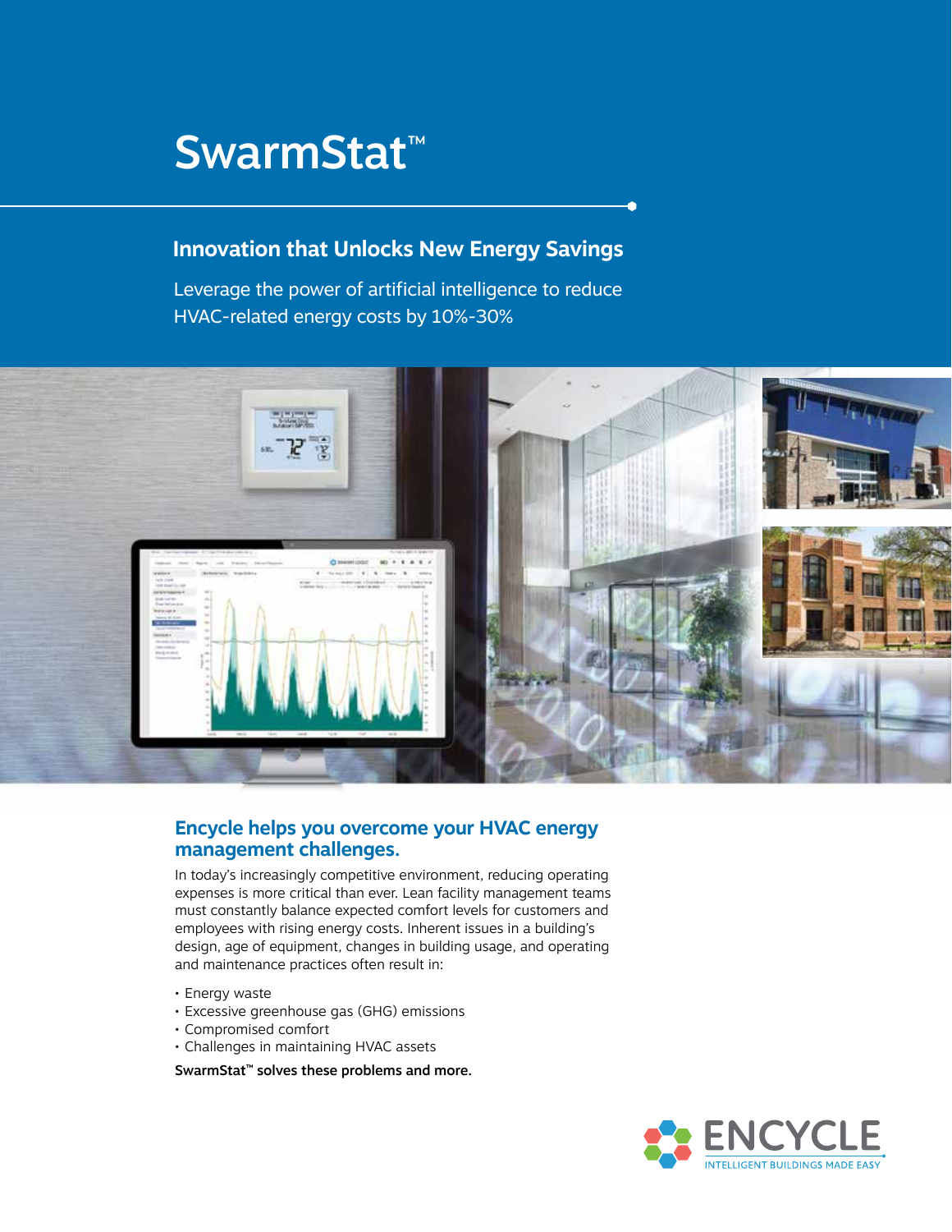# SwarmStat™

## Innovation that Unlocks New Energy Savings

Leverage the power of artificial intelligence to reduce HVAC-related energy costs by 10%-30%

## Encycle helps you overcome your HVAC energy management challenges.

In today's increasingly competitive environment, reducing operating expenses is more critical than ever. Lean facility management teams must constantly balance expected comfort levels for customers and employees with rising energy costs. Inherent issues in a building's design, age of equipment, changes in building usage, and operating and maintenance practices often result in:

- Energy waste
- Excessive greenhouse gas (GHG) emissions
- Compromised comfort
- Challenges in maintaining HVAC assets

**SwarmStat™ solves these problems and more.**

ENCYCLE
INTELLIGENT BUILDINGS MADE EASY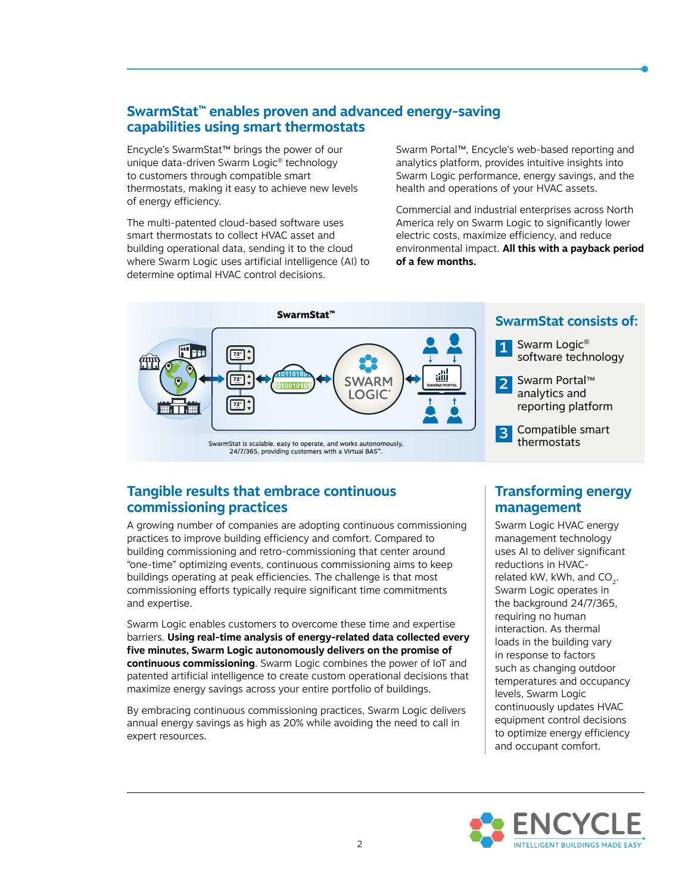## SwarmStat™ enables proven and advanced energy-saving capabilities using smart thermostats

Encycle's SwarmStat™ brings the power of our unique data-driven Swarm Logic® technology to customers through compatible smart thermostats, making it easy to achieve new levels of energy efficiency.

The multi-patented cloud-based software uses smart thermostats to collect HVAC asset and building operational data, sending it to the cloud where Swarm Logic uses artificial intelligence (AI) to determine optimal HVAC control decisions.

Swarm Portal™, Encycle's web-based reporting and analytics platform, provides intuitive insights into Swarm Logic performance, energy savings, and the health and operations of your HVAC assets.

Commercial and industrial enterprises across North America rely on Swarm Logic to significantly lower electric costs, maximize efficiency, and reduce environmental impact. **All this with a payback period of a few months.**

**SwarmStat™**

SwarmStat is scalable, easy to operate, and works autonomously, 24/7/365, providing customers with a Virtual BAS™.

### SwarmStat consists of:

1. Swarm Logic® software technology
2. Swarm Portal™ analytics and reporting platform
3. Compatible smart thermostats

## Tangible results that embrace continuous commissioning practices

A growing number of companies are adopting continuous commissioning practices to improve building efficiency and comfort. Compared to building commissioning and retro-commissioning that center around "one-time" optimizing events, continuous commissioning aims to keep buildings operating at peak efficiencies. The challenge is that most commissioning efforts typically require significant time commitments and expertise.

Swarm Logic enables customers to overcome these time and expertise barriers. **Using real-time analysis of energy-related data collected every five minutes, Swarm Logic autonomously delivers on the promise of continuous commissioning**. Swarm Logic combines the power of IoT and patented artificial intelligence to create custom operational decisions that maximize energy savings across your entire portfolio of buildings.

By embracing continuous commissioning practices, Swarm Logic delivers annual energy savings as high as 20% while avoiding the need to call in expert resources.

## Transforming energy management

Swarm Logic HVAC energy management technology uses AI to deliver significant reductions in HVAC-related kW, kWh, and $CO_2$. Swarm Logic operates in the background 24/7/365, requiring no human interaction. As thermal loads in the building vary in response to factors such as changing outdoor temperatures and occupancy levels, Swarm Logic continuously updates HVAC equipment control decisions to optimize energy efficiency and occupant comfort.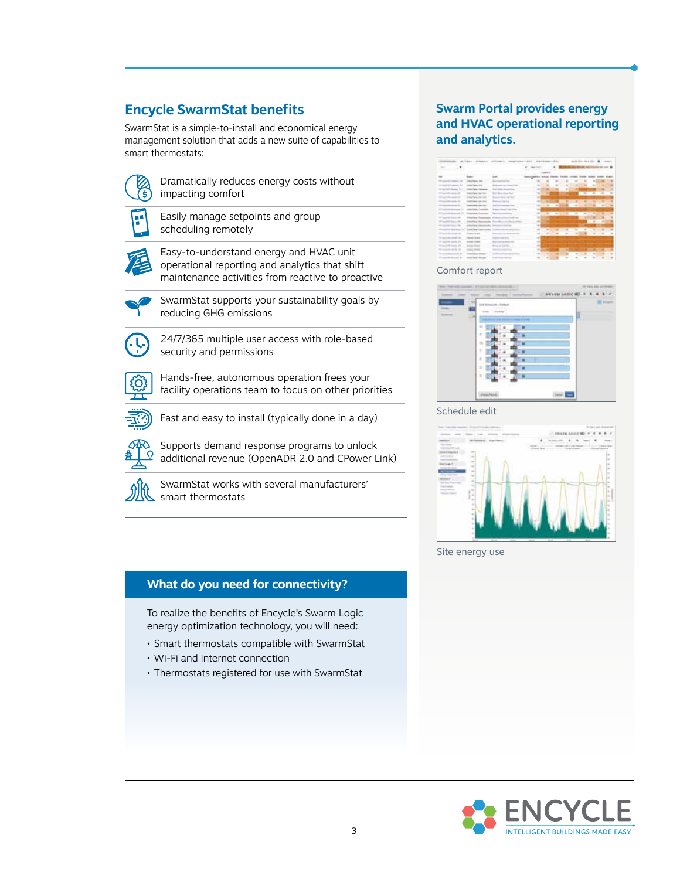## Encycle SwarmStat benefits

SwarmStat is a simple-to-install and economical energy management solution that adds a new suite of capabilities to smart thermostats:

- Dramatically reduces energy costs without impacting comfort
- Easily manage setpoints and group scheduling remotely
- Easy-to-understand energy and HVAC unit operational reporting and analytics that shift maintenance activities from reactive to proactive
- SwarmStat supports your sustainability goals by reducing GHG emissions
- 24/7/365 multiple user access with role-based security and permissions
- Hands-free, autonomous operation frees your facility operations team to focus on other priorities
- Fast and easy to install (typically done in a day)
- Supports demand response programs to unlock additional revenue (OpenADR 2.0 and CPower Link)
- SwarmStat works with several manufacturers' smart thermostats

### What do you need for connectivity?

To realize the benefits of Encycle's Swarm Logic energy optimization technology, you will need:

- Smart thermostats compatible with SwarmStat
- Wi-Fi and internet connection
- Thermostats registered for use with SwarmStat

## Swarm Portal provides energy and HVAC operational reporting and analytics.

Comfort report

Schedule edit

Site energy use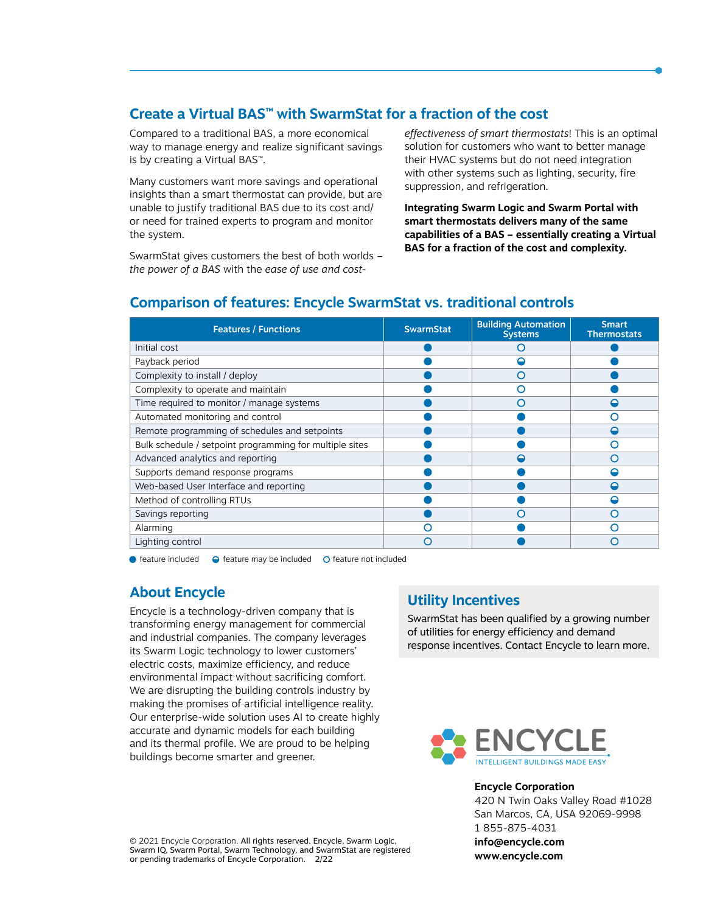## Create a Virtual BAS™ with SwarmStat for a fraction of the cost

Compared to a traditional BAS, a more economical way to manage energy and realize significant savings is by creating a Virtual BAS™.

Many customers want more savings and operational insights than a smart thermostat can provide, but are unable to justify traditional BAS due to its cost and/or need for trained experts to program and monitor the system.

SwarmStat gives customers the best of both worlds – *the power of a BAS* with the *ease of use and cost-effectiveness of smart thermostats*! This is an optimal solution for customers who want to better manage their HVAC systems but do not need integration with other systems such as lighting, security, fire suppression, and refrigeration.

**Integrating Swarm Logic and Swarm Portal with smart thermostats delivers many of the same capabilities of a BAS – essentially creating a Virtual BAS for a fraction of the cost and complexity.**

## Comparison of features: Encycle SwarmStat vs. traditional controls

| Features / Functions | SwarmStat | Building Automation Systems | Smart Thermostats |
|---|---|---|---|
| Initial cost | ● | ○ | ● |
| Payback period | ● | ◒ | ● |
| Complexity to install / deploy | ● | ○ | ● |
| Complexity to operate and maintain | ● | ○ | ● |
| Time required to monitor / manage systems | ● | ○ | ◒ |
| Automated monitoring and control | ● | ● | ○ |
| Remote programming of schedules and setpoints | ● | ● | ◒ |
| Bulk schedule / setpoint programming for multiple sites | ● | ● | ○ |
| Advanced analytics and reporting | ● | ◒ | ○ |
| Supports demand response programs | ● | ● | ◒ |
| Web-based User Interface and reporting | ● | ● | ◒ |
| Method of controlling RTUs | ● | ● | ◒ |
| Savings reporting | ● | ○ | ○ |
| Alarming | ○ | ● | ○ |
| Lighting control | ○ | ● | ○ |

● feature included ◒ feature may be included ○ feature not included

## About Encycle

Encycle is a technology-driven company that is transforming energy management for commercial and industrial companies. The company leverages its Swarm Logic technology to lower customers' electric costs, maximize efficiency, and reduce environmental impact without sacrificing comfort. We are disrupting the building controls industry by making the promises of artificial intelligence reality. Our enterprise-wide solution uses AI to create highly accurate and dynamic models for each building and its thermal profile. We are proud to be helping buildings become smarter and greener.

## Utility Incentives

SwarmStat has been qualified by a growing number of utilities for energy efficiency and demand response incentives. Contact Encycle to learn more.

ENCYCLE
INTELLIGENT BUILDINGS MADE EASY

**Encycle Corporation**
420 N Twin Oaks Valley Road #1028
San Marcos, CA, USA 92069-9998
1 855-875-4031
**info@encycle.com**
**www.encycle.com**

© 2021 Encycle Corporation. All rights reserved. Encycle, Swarm Logic, Swarm IQ, Swarm Portal, Swarm Technology, and SwarmStat are registered or pending trademarks of Encycle Corporation. 2/22